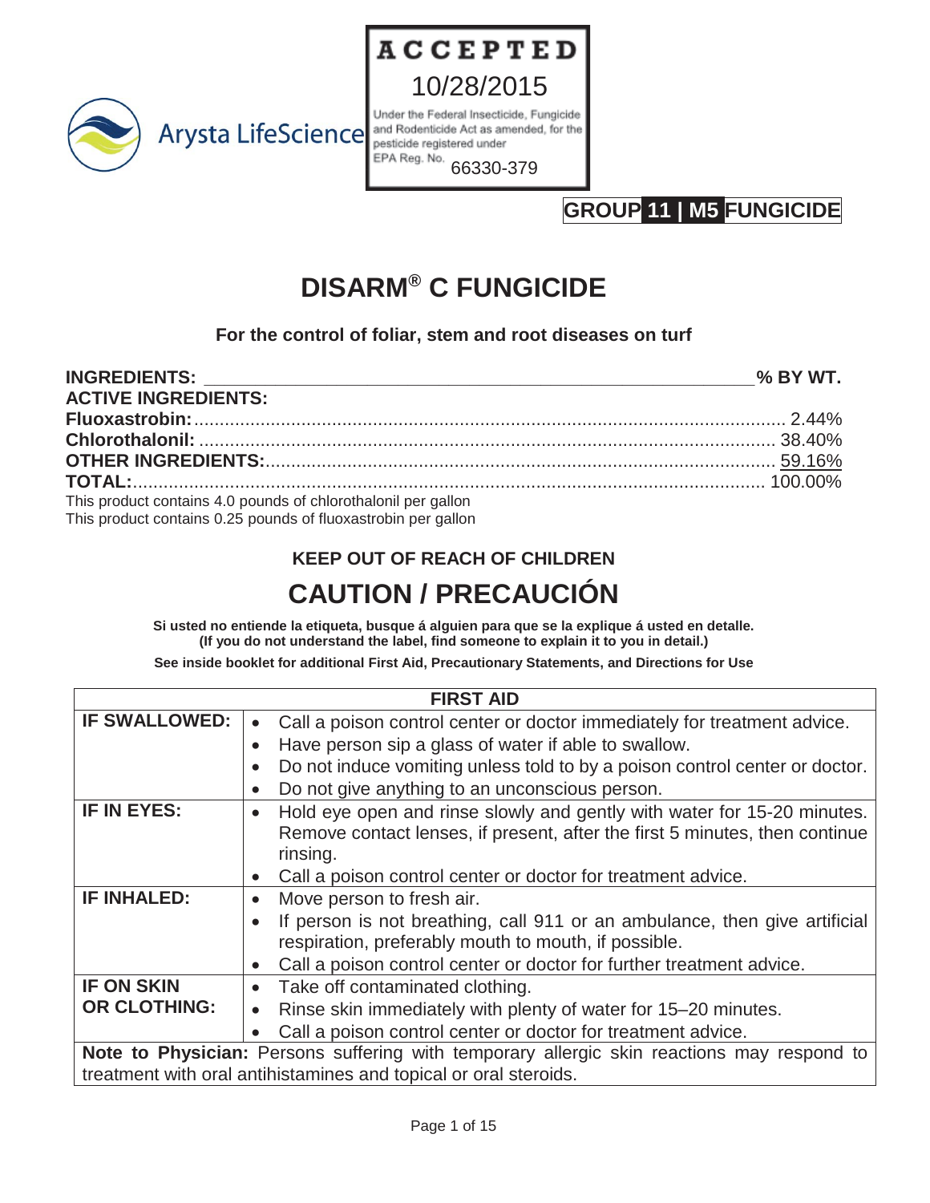Arysta LifeScience

**ACCEPTED**
10/28/2015
Under the Federal Insecticide, Fungicide and Rodenticide Act as amended, for the pesticide registered under
EPA Reg. No. 66330-379

**GROUP 11 | M5 FUNGICIDE**

# DISARM® C FUNGICIDE

**For the control of foliar, stem and root diseases on turf**

| **INGREDIENTS:** | **% BY WT.** |
|---|---|
| **ACTIVE INGREDIENTS:** | |
| **Fluoxastrobin:** | 2.44% |
| **Chlorothalonil:** | 38.40% |
| **OTHER INGREDIENTS:** | 59.16% |
| **TOTAL:** | 100.00% |

This product contains 4.0 pounds of chlorothalonil per gallon
This product contains 0.25 pounds of fluoxastrobin per gallon

**KEEP OUT OF REACH OF CHILDREN**

## CAUTION / PRECAUCIÓN

**Si usted no entiende la etiqueta, busque á alguien para que se la explique á usted en detalle.**
**(If you do not understand the label, find someone to explain it to you in detail.)**

**See inside booklet for additional First Aid, Precautionary Statements, and Directions for Use**

| **FIRST AID** | |
|---|---|
| **IF SWALLOWED:** | • Call a poison control center or doctor immediately for treatment advice.<br>• Have person sip a glass of water if able to swallow.<br>• Do not induce vomiting unless told to by a poison control center or doctor.<br>• Do not give anything to an unconscious person. |
| **IF IN EYES:** | • Hold eye open and rinse slowly and gently with water for 15-20 minutes. Remove contact lenses, if present, after the first 5 minutes, then continue rinsing.<br>• Call a poison control center or doctor for treatment advice. |
| **IF INHALED:** | • Move person to fresh air.<br>• If person is not breathing, call 911 or an ambulance, then give artificial respiration, preferably mouth to mouth, if possible.<br>• Call a poison control center or doctor for further treatment advice. |
| **IF ON SKIN OR CLOTHING:** | • Take off contaminated clothing.<br>• Rinse skin immediately with plenty of water for 15–20 minutes.<br>• Call a poison control center or doctor for treatment advice. |
| **Note to Physician:** Persons suffering with temporary allergic skin reactions may respond to treatment with oral antihistamines and topical or oral steroids. | |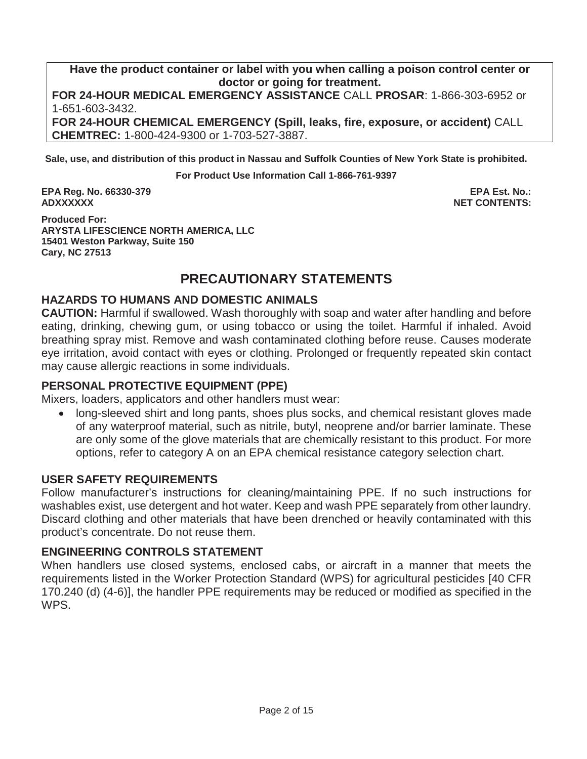**Have the product container or label with you when calling a poison control center or doctor or going for treatment.**

**FOR 24-HOUR MEDICAL EMERGENCY ASSISTANCE** CALL **PROSAR**: 1-866-303-6952 or 1-651-603-3432.

**FOR 24-HOUR CHEMICAL EMERGENCY (Spill, leaks, fire, exposure, or accident)** CALL **CHEMTREC:** 1-800-424-9300 or 1-703-527-3887.

**Sale, use, and distribution of this product in Nassau and Suffolk Counties of New York State is prohibited.**

**For Product Use Information Call 1-866-761-9397**

**EPA Reg. No. 66330-379**
**EPA Est. No.: ADXXXXXX**
**NET CONTENTS:**

**Produced For:**
**ARYSTA LIFESCIENCE NORTH AMERICA, LLC**
**15401 Weston Parkway, Suite 150**
**Cary, NC 27513**

# PRECAUTIONARY STATEMENTS

## HAZARDS TO HUMANS AND DOMESTIC ANIMALS

**CAUTION:** Harmful if swallowed. Wash thoroughly with soap and water after handling and before eating, drinking, chewing gum, or using tobacco or using the toilet. Harmful if inhaled. Avoid breathing spray mist. Remove and wash contaminated clothing before reuse. Causes moderate eye irritation, avoid contact with eyes or clothing. Prolonged or frequently repeated skin contact may cause allergic reactions in some individuals.

## PERSONAL PROTECTIVE EQUIPMENT (PPE)

Mixers, loaders, applicators and other handlers must wear:

- long-sleeved shirt and long pants, shoes plus socks, and chemical resistant gloves made of any waterproof material, such as nitrile, butyl, neoprene and/or barrier laminate. These are only some of the glove materials that are chemically resistant to this product. For more options, refer to category A on an EPA chemical resistance category selection chart.

## USER SAFETY REQUIREMENTS

Follow manufacturer's instructions for cleaning/maintaining PPE. If no such instructions for washables exist, use detergent and hot water. Keep and wash PPE separately from other laundry. Discard clothing and other materials that have been drenched or heavily contaminated with this product's concentrate. Do not reuse them.

## ENGINEERING CONTROLS STATEMENT

When handlers use closed systems, enclosed cabs, or aircraft in a manner that meets the requirements listed in the Worker Protection Standard (WPS) for agricultural pesticides [40 CFR 170.240 (d) (4-6)], the handler PPE requirements may be reduced or modified as specified in the WPS.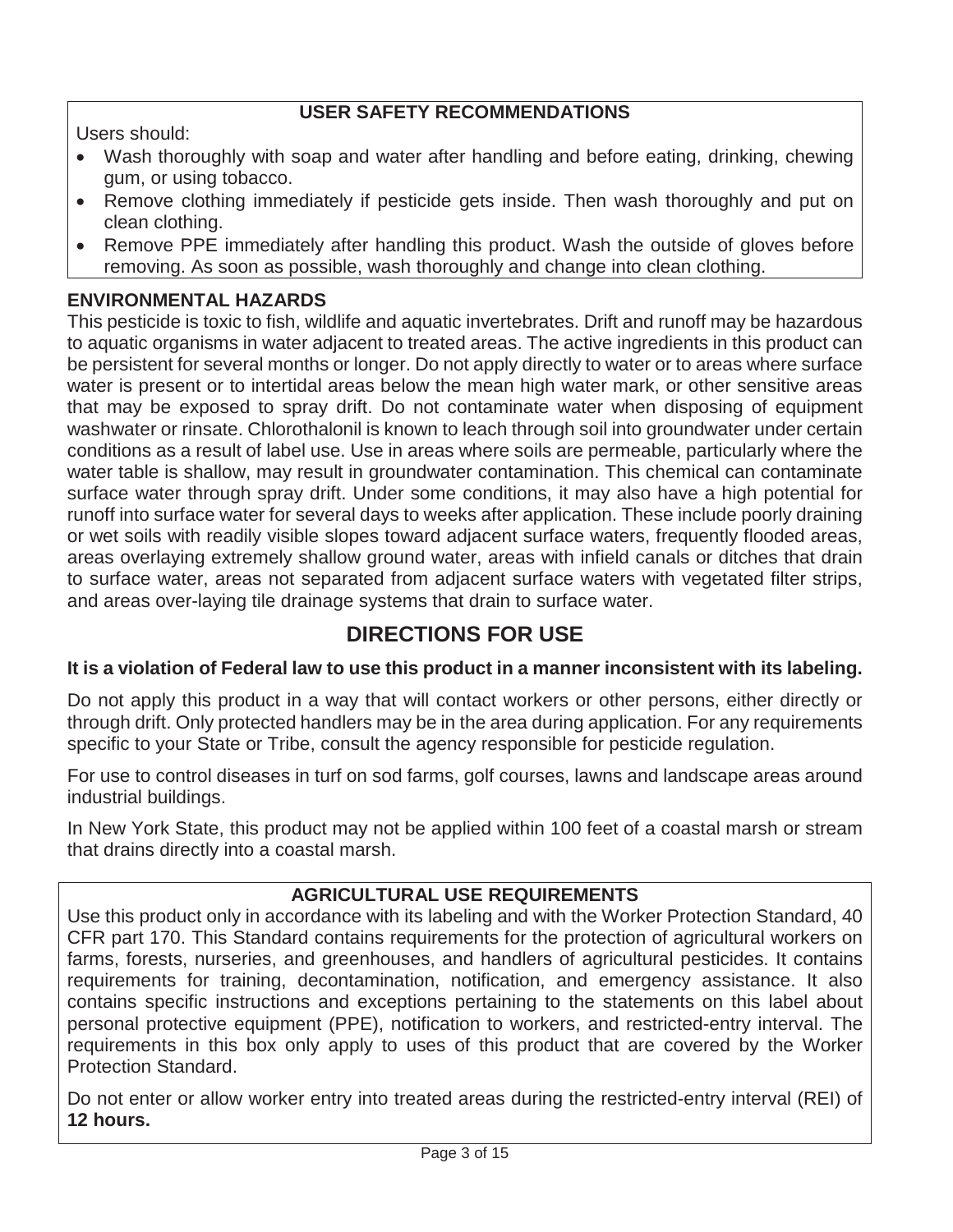### USER SAFETY RECOMMENDATIONS

Users should:

- Wash thoroughly with soap and water after handling and before eating, drinking, chewing gum, or using tobacco.
- Remove clothing immediately if pesticide gets inside. Then wash thoroughly and put on clean clothing.
- Remove PPE immediately after handling this product. Wash the outside of gloves before removing. As soon as possible, wash thoroughly and change into clean clothing.

### ENVIRONMENTAL HAZARDS

This pesticide is toxic to fish, wildlife and aquatic invertebrates. Drift and runoff may be hazardous to aquatic organisms in water adjacent to treated areas. The active ingredients in this product can be persistent for several months or longer. Do not apply directly to water or to areas where surface water is present or to intertidal areas below the mean high water mark, or other sensitive areas that may be exposed to spray drift. Do not contaminate water when disposing of equipment washwater or rinsate. Chlorothalonil is known to leach through soil into groundwater under certain conditions as a result of label use. Use in areas where soils are permeable, particularly where the water table is shallow, may result in groundwater contamination. This chemical can contaminate surface water through spray drift. Under some conditions, it may also have a high potential for runoff into surface water for several days to weeks after application. These include poorly draining or wet soils with readily visible slopes toward adjacent surface waters, frequently flooded areas, areas overlaying extremely shallow ground water, areas with infield canals or ditches that drain to surface water, areas not separated from adjacent surface waters with vegetated filter strips, and areas over-laying tile drainage systems that drain to surface water.

## DIRECTIONS FOR USE

**It is a violation of Federal law to use this product in a manner inconsistent with its labeling.**

Do not apply this product in a way that will contact workers or other persons, either directly or through drift. Only protected handlers may be in the area during application. For any requirements specific to your State or Tribe, consult the agency responsible for pesticide regulation.

For use to control diseases in turf on sod farms, golf courses, lawns and landscape areas around industrial buildings.

In New York State, this product may not be applied within 100 feet of a coastal marsh or stream that drains directly into a coastal marsh.

### AGRICULTURAL USE REQUIREMENTS

Use this product only in accordance with its labeling and with the Worker Protection Standard, 40 CFR part 170. This Standard contains requirements for the protection of agricultural workers on farms, forests, nurseries, and greenhouses, and handlers of agricultural pesticides. It contains requirements for training, decontamination, notification, and emergency assistance. It also contains specific instructions and exceptions pertaining to the statements on this label about personal protective equipment (PPE), notification to workers, and restricted-entry interval. The requirements in this box only apply to uses of this product that are covered by the Worker Protection Standard.

Do not enter or allow worker entry into treated areas during the restricted-entry interval (REI) of **12 hours.**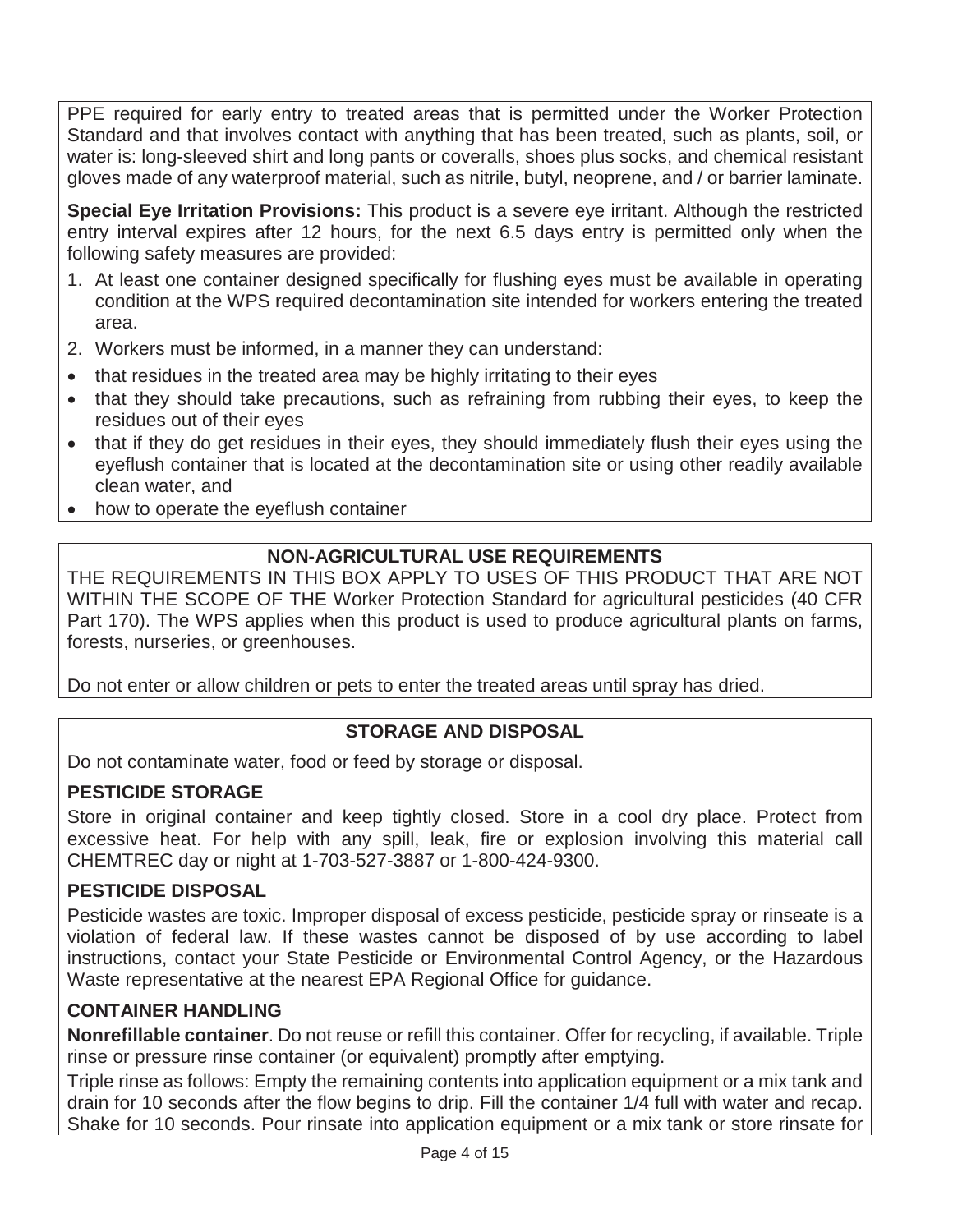PPE required for early entry to treated areas that is permitted under the Worker Protection Standard and that involves contact with anything that has been treated, such as plants, soil, or water is: long-sleeved shirt and long pants or coveralls, shoes plus socks, and chemical resistant gloves made of any waterproof material, such as nitrile, butyl, neoprene, and / or barrier laminate.

**Special Eye Irritation Provisions:** This product is a severe eye irritant. Although the restricted entry interval expires after 12 hours, for the next 6.5 days entry is permitted only when the following safety measures are provided:

1. At least one container designed specifically for flushing eyes must be available in operating condition at the WPS required decontamination site intended for workers entering the treated area.
2. Workers must be informed, in a manner they can understand:

- that residues in the treated area may be highly irritating to their eyes
- that they should take precautions, such as refraining from rubbing their eyes, to keep the residues out of their eyes
- that if they do get residues in their eyes, they should immediately flush their eyes using the eyeflush container that is located at the decontamination site or using other readily available clean water, and
- how to operate the eyeflush container

## NON-AGRICULTURAL USE REQUIREMENTS

THE REQUIREMENTS IN THIS BOX APPLY TO USES OF THIS PRODUCT THAT ARE NOT WITHIN THE SCOPE OF THE Worker Protection Standard for agricultural pesticides (40 CFR Part 170). The WPS applies when this product is used to produce agricultural plants on farms, forests, nurseries, or greenhouses.

Do not enter or allow children or pets to enter the treated areas until spray has dried.

## STORAGE AND DISPOSAL

Do not contaminate water, food or feed by storage or disposal.

### PESTICIDE STORAGE

Store in original container and keep tightly closed. Store in a cool dry place. Protect from excessive heat. For help with any spill, leak, fire or explosion involving this material call CHEMTREC day or night at 1-703-527-3887 or 1-800-424-9300.

### PESTICIDE DISPOSAL

Pesticide wastes are toxic. Improper disposal of excess pesticide, pesticide spray or rinseate is a violation of federal law. If these wastes cannot be disposed of by use according to label instructions, contact your State Pesticide or Environmental Control Agency, or the Hazardous Waste representative at the nearest EPA Regional Office for guidance.

### CONTAINER HANDLING

**Nonrefillable container**. Do not reuse or refill this container. Offer for recycling, if available. Triple rinse or pressure rinse container (or equivalent) promptly after emptying.

Triple rinse as follows: Empty the remaining contents into application equipment or a mix tank and drain for 10 seconds after the flow begins to drip. Fill the container 1/4 full with water and recap. Shake for 10 seconds. Pour rinsate into application equipment or a mix tank or store rinsate for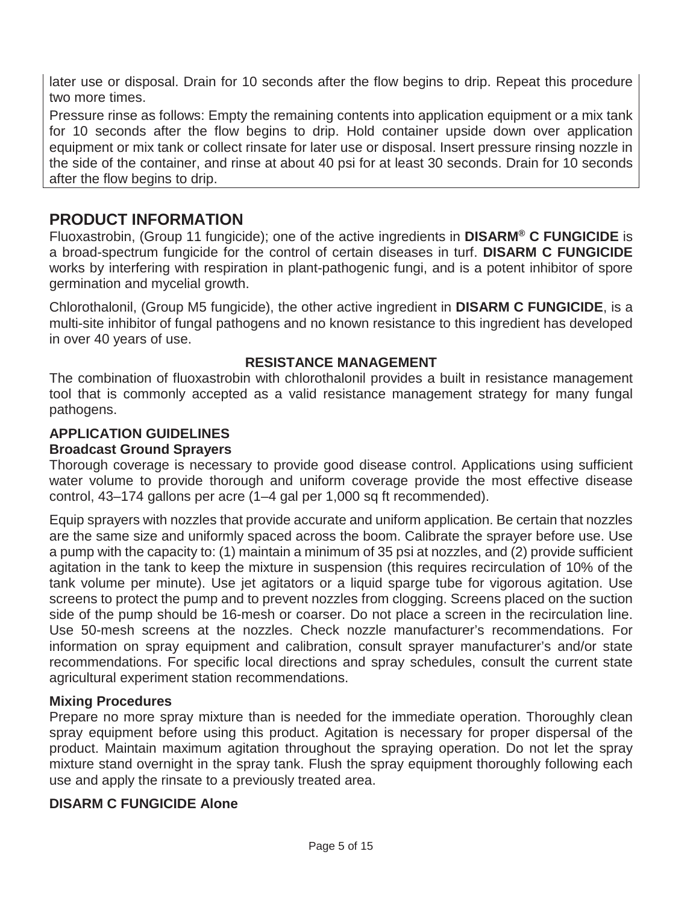later use or disposal. Drain for 10 seconds after the flow begins to drip. Repeat this procedure two more times.

Pressure rinse as follows: Empty the remaining contents into application equipment or a mix tank for 10 seconds after the flow begins to drip. Hold container upside down over application equipment or mix tank or collect rinsate for later use or disposal. Insert pressure rinsing nozzle in the side of the container, and rinse at about 40 psi for at least 30 seconds. Drain for 10 seconds after the flow begins to drip.

## PRODUCT INFORMATION

Fluoxastrobin, (Group 11 fungicide); one of the active ingredients in **DISARM® C FUNGICIDE** is a broad-spectrum fungicide for the control of certain diseases in turf. **DISARM C FUNGICIDE** works by interfering with respiration in plant-pathogenic fungi, and is a potent inhibitor of spore germination and mycelial growth.

Chlorothalonil, (Group M5 fungicide), the other active ingredient in **DISARM C FUNGICIDE**, is a multi-site inhibitor of fungal pathogens and no known resistance to this ingredient has developed in over 40 years of use.

### RESISTANCE MANAGEMENT

The combination of fluoxastrobin with chlorothalonil provides a built in resistance management tool that is commonly accepted as a valid resistance management strategy for many fungal pathogens.

### APPLICATION GUIDELINES

#### Broadcast Ground Sprayers

Thorough coverage is necessary to provide good disease control. Applications using sufficient water volume to provide thorough and uniform coverage provide the most effective disease control, 43–174 gallons per acre (1–4 gal per 1,000 sq ft recommended).

Equip sprayers with nozzles that provide accurate and uniform application. Be certain that nozzles are the same size and uniformly spaced across the boom. Calibrate the sprayer before use. Use a pump with the capacity to: (1) maintain a minimum of 35 psi at nozzles, and (2) provide sufficient agitation in the tank to keep the mixture in suspension (this requires recirculation of 10% of the tank volume per minute). Use jet agitators or a liquid sparge tube for vigorous agitation. Use screens to protect the pump and to prevent nozzles from clogging. Screens placed on the suction side of the pump should be 16-mesh or coarser. Do not place a screen in the recirculation line. Use 50-mesh screens at the nozzles. Check nozzle manufacturer's recommendations. For information on spray equipment and calibration, consult sprayer manufacturer's and/or state recommendations. For specific local directions and spray schedules, consult the current state agricultural experiment station recommendations.

#### Mixing Procedures

Prepare no more spray mixture than is needed for the immediate operation. Thoroughly clean spray equipment before using this product. Agitation is necessary for proper dispersal of the product. Maintain maximum agitation throughout the spraying operation. Do not let the spray mixture stand overnight in the spray tank. Flush the spray equipment thoroughly following each use and apply the rinsate to a previously treated area.

#### DISARM C FUNGICIDE Alone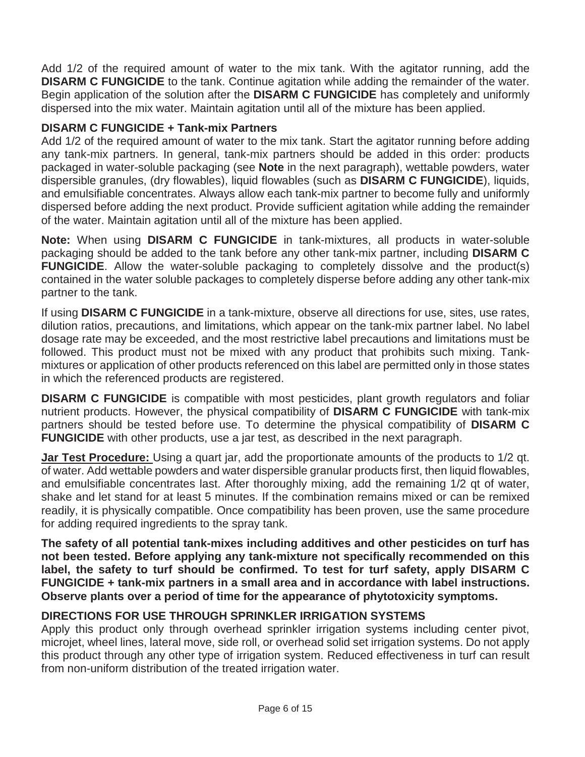Add 1/2 of the required amount of water to the mix tank. With the agitator running, add the **DISARM C FUNGICIDE** to the tank. Continue agitation while adding the remainder of the water. Begin application of the solution after the **DISARM C FUNGICIDE** has completely and uniformly dispersed into the mix water. Maintain agitation until all of the mixture has been applied.

### DISARM C FUNGICIDE + Tank-mix Partners

Add 1/2 of the required amount of water to the mix tank. Start the agitator running before adding any tank-mix partners. In general, tank-mix partners should be added in this order: products packaged in water-soluble packaging (see **Note** in the next paragraph), wettable powders, water dispersible granules, (dry flowables), liquid flowables (such as **DISARM C FUNGICIDE**), liquids, and emulsifiable concentrates. Always allow each tank-mix partner to become fully and uniformly dispersed before adding the next product. Provide sufficient agitation while adding the remainder of the water. Maintain agitation until all of the mixture has been applied.

**Note:** When using **DISARM C FUNGICIDE** in tank-mixtures, all products in water-soluble packaging should be added to the tank before any other tank-mix partner, including **DISARM C FUNGICIDE**. Allow the water-soluble packaging to completely dissolve and the product(s) contained in the water soluble packages to completely disperse before adding any other tank-mix partner to the tank.

If using **DISARM C FUNGICIDE** in a tank-mixture, observe all directions for use, sites, use rates, dilution ratios, precautions, and limitations, which appear on the tank-mix partner label. No label dosage rate may be exceeded, and the most restrictive label precautions and limitations must be followed. This product must not be mixed with any product that prohibits such mixing. Tank-mixtures or application of other products referenced on this label are permitted only in those states in which the referenced products are registered.

**DISARM C FUNGICIDE** is compatible with most pesticides, plant growth regulators and foliar nutrient products. However, the physical compatibility of **DISARM C FUNGICIDE** with tank-mix partners should be tested before use. To determine the physical compatibility of **DISARM C FUNGICIDE** with other products, use a jar test, as described in the next paragraph.

**Jar Test Procedure:** Using a quart jar, add the proportionate amounts of the products to 1/2 qt. of water. Add wettable powders and water dispersible granular products first, then liquid flowables, and emulsifiable concentrates last. After thoroughly mixing, add the remaining 1/2 qt of water, shake and let stand for at least 5 minutes. If the combination remains mixed or can be remixed readily, it is physically compatible. Once compatibility has been proven, use the same procedure for adding required ingredients to the spray tank.

**The safety of all potential tank-mixes including additives and other pesticides on turf has not been tested. Before applying any tank-mixture not specifically recommended on this label, the safety to turf should be confirmed. To test for turf safety, apply DISARM C FUNGICIDE + tank-mix partners in a small area and in accordance with label instructions. Observe plants over a period of time for the appearance of phytotoxicity symptoms.**

### DIRECTIONS FOR USE THROUGH SPRINKLER IRRIGATION SYSTEMS

Apply this product only through overhead sprinkler irrigation systems including center pivot, microjet, wheel lines, lateral move, side roll, or overhead solid set irrigation systems. Do not apply this product through any other type of irrigation system. Reduced effectiveness in turf can result from non-uniform distribution of the treated irrigation water.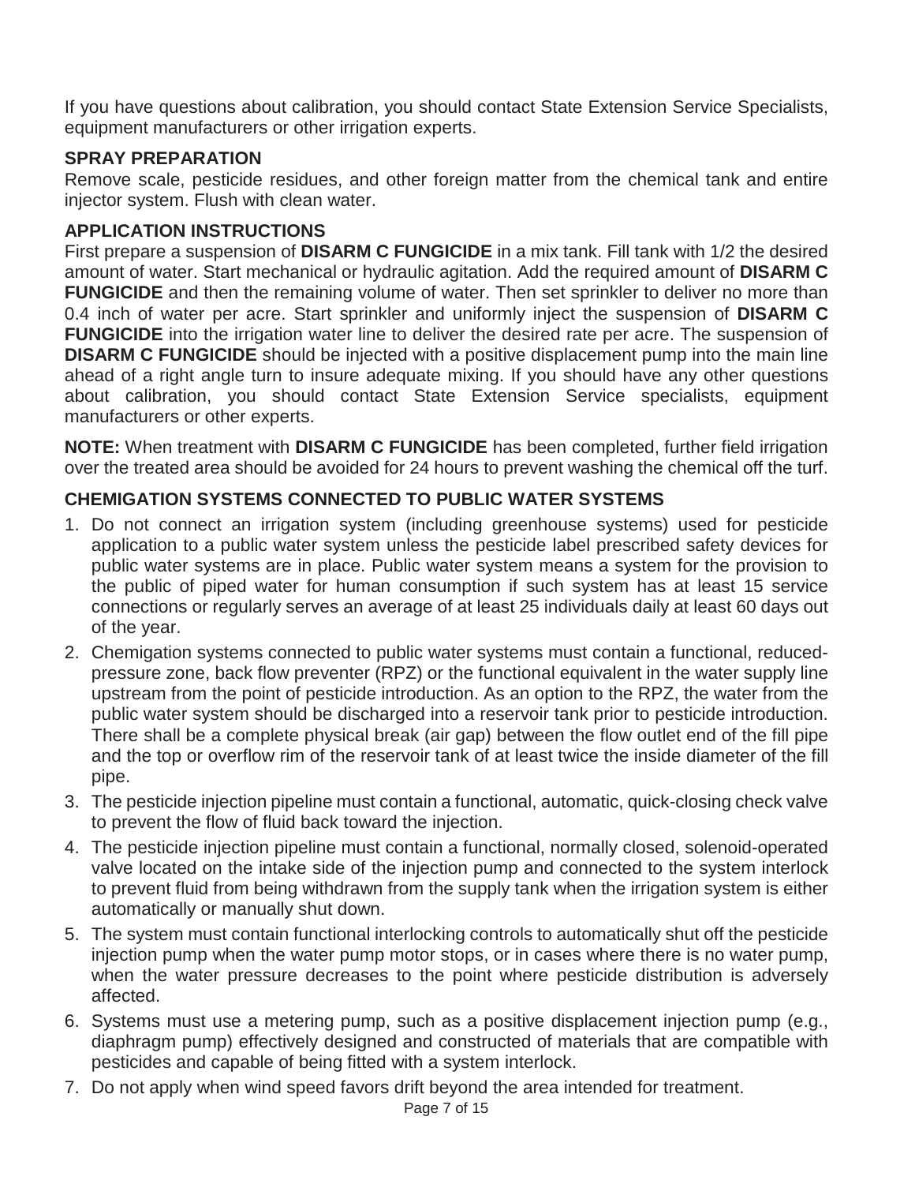If you have questions about calibration, you should contact State Extension Service Specialists, equipment manufacturers or other irrigation experts.

### SPRAY PREPARATION

Remove scale, pesticide residues, and other foreign matter from the chemical tank and entire injector system. Flush with clean water.

### APPLICATION INSTRUCTIONS

First prepare a suspension of **DISARM C FUNGICIDE** in a mix tank. Fill tank with 1/2 the desired amount of water. Start mechanical or hydraulic agitation. Add the required amount of **DISARM C FUNGICIDE** and then the remaining volume of water. Then set sprinkler to deliver no more than 0.4 inch of water per acre. Start sprinkler and uniformly inject the suspension of **DISARM C FUNGICIDE** into the irrigation water line to deliver the desired rate per acre. The suspension of **DISARM C FUNGICIDE** should be injected with a positive displacement pump into the main line ahead of a right angle turn to insure adequate mixing. If you should have any other questions about calibration, you should contact State Extension Service specialists, equipment manufacturers or other experts.

**NOTE:** When treatment with **DISARM C FUNGICIDE** has been completed, further field irrigation over the treated area should be avoided for 24 hours to prevent washing the chemical off the turf.

### CHEMIGATION SYSTEMS CONNECTED TO PUBLIC WATER SYSTEMS

1. Do not connect an irrigation system (including greenhouse systems) used for pesticide application to a public water system unless the pesticide label prescribed safety devices for public water systems are in place. Public water system means a system for the provision to the public of piped water for human consumption if such system has at least 15 service connections or regularly serves an average of at least 25 individuals daily at least 60 days out of the year.
2. Chemigation systems connected to public water systems must contain a functional, reduced-pressure zone, back flow preventer (RPZ) or the functional equivalent in the water supply line upstream from the point of pesticide introduction. As an option to the RPZ, the water from the public water system should be discharged into a reservoir tank prior to pesticide introduction. There shall be a complete physical break (air gap) between the flow outlet end of the fill pipe and the top or overflow rim of the reservoir tank of at least twice the inside diameter of the fill pipe.
3. The pesticide injection pipeline must contain a functional, automatic, quick-closing check valve to prevent the flow of fluid back toward the injection.
4. The pesticide injection pipeline must contain a functional, normally closed, solenoid-operated valve located on the intake side of the injection pump and connected to the system interlock to prevent fluid from being withdrawn from the supply tank when the irrigation system is either automatically or manually shut down.
5. The system must contain functional interlocking controls to automatically shut off the pesticide injection pump when the water pump motor stops, or in cases where there is no water pump, when the water pressure decreases to the point where pesticide distribution is adversely affected.
6. Systems must use a metering pump, such as a positive displacement injection pump (e.g., diaphragm pump) effectively designed and constructed of materials that are compatible with pesticides and capable of being fitted with a system interlock.
7. Do not apply when wind speed favors drift beyond the area intended for treatment.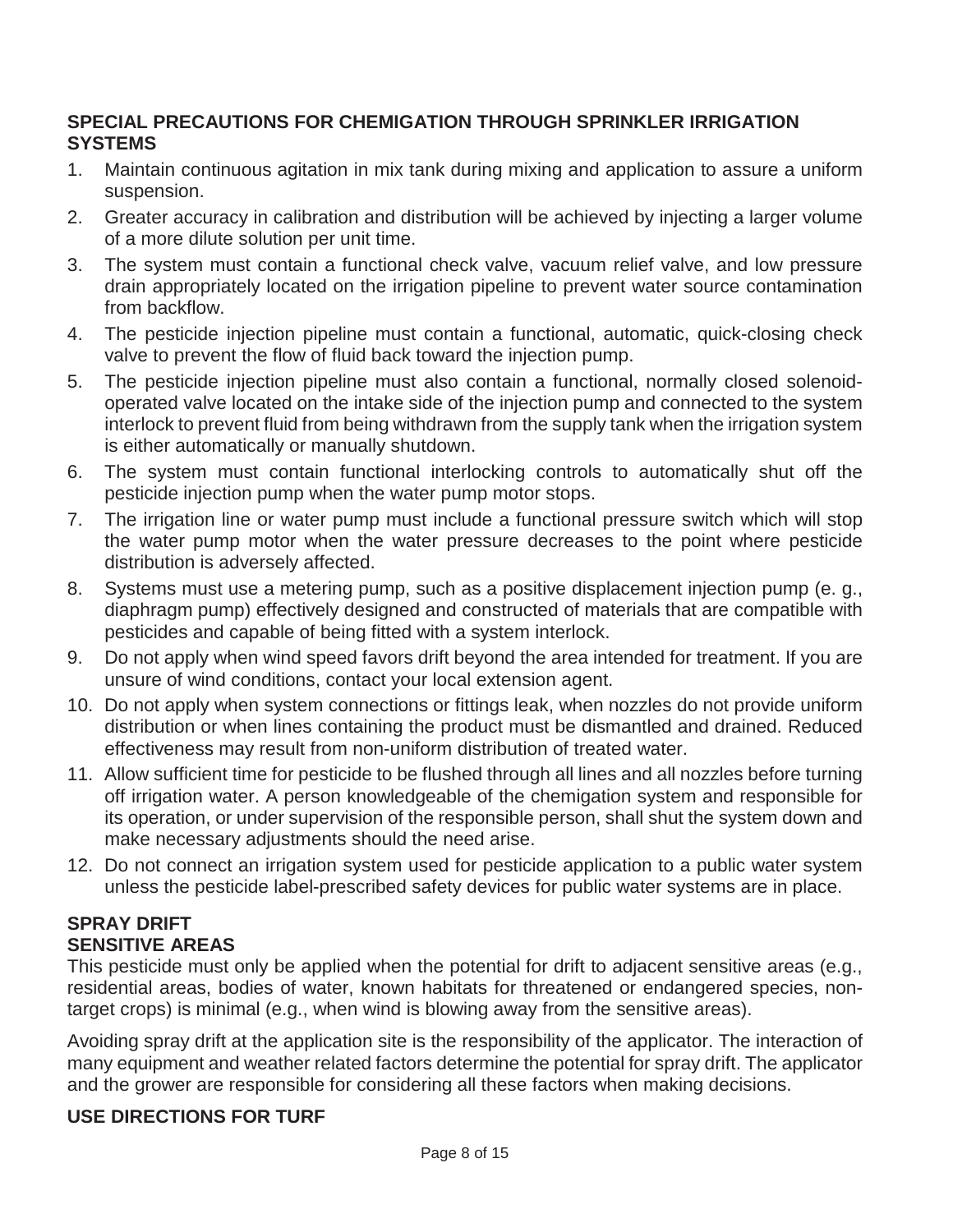**SPECIAL PRECAUTIONS FOR CHEMIGATION THROUGH SPRINKLER IRRIGATION SYSTEMS**

1. Maintain continuous agitation in mix tank during mixing and application to assure a uniform suspension.
2. Greater accuracy in calibration and distribution will be achieved by injecting a larger volume of a more dilute solution per unit time.
3. The system must contain a functional check valve, vacuum relief valve, and low pressure drain appropriately located on the irrigation pipeline to prevent water source contamination from backflow.
4. The pesticide injection pipeline must contain a functional, automatic, quick-closing check valve to prevent the flow of fluid back toward the injection pump.
5. The pesticide injection pipeline must also contain a functional, normally closed solenoid-operated valve located on the intake side of the injection pump and connected to the system interlock to prevent fluid from being withdrawn from the supply tank when the irrigation system is either automatically or manually shutdown.
6. The system must contain functional interlocking controls to automatically shut off the pesticide injection pump when the water pump motor stops.
7. The irrigation line or water pump must include a functional pressure switch which will stop the water pump motor when the water pressure decreases to the point where pesticide distribution is adversely affected.
8. Systems must use a metering pump, such as a positive displacement injection pump (e. g., diaphragm pump) effectively designed and constructed of materials that are compatible with pesticides and capable of being fitted with a system interlock.
9. Do not apply when wind speed favors drift beyond the area intended for treatment. If you are unsure of wind conditions, contact your local extension agent.
10. Do not apply when system connections or fittings leak, when nozzles do not provide uniform distribution or when lines containing the product must be dismantled and drained. Reduced effectiveness may result from non-uniform distribution of treated water.
11. Allow sufficient time for pesticide to be flushed through all lines and all nozzles before turning off irrigation water. A person knowledgeable of the chemigation system and responsible for its operation, or under supervision of the responsible person, shall shut the system down and make necessary adjustments should the need arise.
12. Do not connect an irrigation system used for pesticide application to a public water system unless the pesticide label-prescribed safety devices for public water systems are in place.

**SPRAY DRIFT**

**SENSITIVE AREAS**

This pesticide must only be applied when the potential for drift to adjacent sensitive areas (e.g., residential areas, bodies of water, known habitats for threatened or endangered species, non-target crops) is minimal (e.g., when wind is blowing away from the sensitive areas).

Avoiding spray drift at the application site is the responsibility of the applicator. The interaction of many equipment and weather related factors determine the potential for spray drift. The applicator and the grower are responsible for considering all these factors when making decisions.

**USE DIRECTIONS FOR TURF**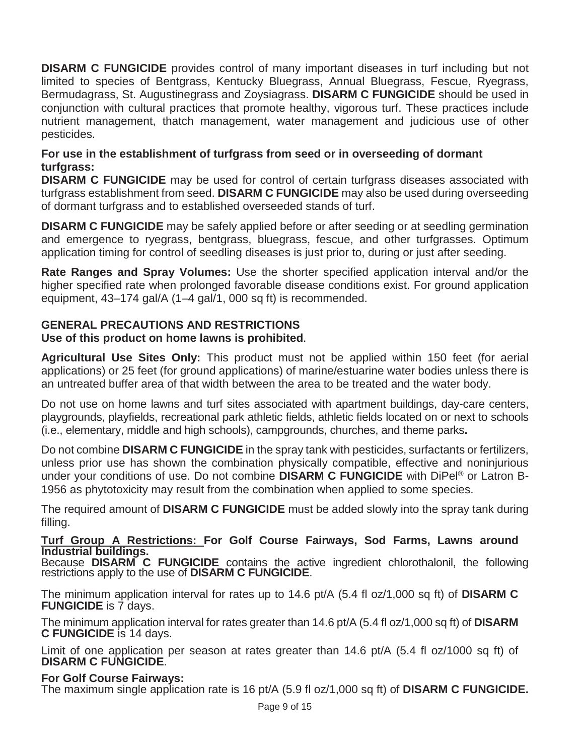**DISARM C FUNGICIDE** provides control of many important diseases in turf including but not limited to species of Bentgrass, Kentucky Bluegrass, Annual Bluegrass, Fescue, Ryegrass, Bermudagrass, St. Augustinegrass and Zoysiagrass. **DISARM C FUNGICIDE** should be used in conjunction with cultural practices that promote healthy, vigorous turf. These practices include nutrient management, thatch management, water management and judicious use of other pesticides.

**For use in the establishment of turfgrass from seed or in overseeding of dormant turfgrass:**
**DISARM C FUNGICIDE** may be used for control of certain turfgrass diseases associated with turfgrass establishment from seed. **DISARM C FUNGICIDE** may also be used during overseeding of dormant turfgrass and to established overseeded stands of turf.

**DISARM C FUNGICIDE** may be safely applied before or after seeding or at seedling germination and emergence to ryegrass, bentgrass, bluegrass, fescue, and other turfgrasses. Optimum application timing for control of seedling diseases is just prior to, during or just after seeding.

**Rate Ranges and Spray Volumes:** Use the shorter specified application interval and/or the higher specified rate when prolonged favorable disease conditions exist. For ground application equipment, 43–174 gal/A (1–4 gal/1, 000 sq ft) is recommended.

**GENERAL PRECAUTIONS AND RESTRICTIONS**
**Use of this product on home lawns is prohibited**.

**Agricultural Use Sites Only:** This product must not be applied within 150 feet (for aerial applications) or 25 feet (for ground applications) of marine/estuarine water bodies unless there is an untreated buffer area of that width between the area to be treated and the water body.

Do not use on home lawns and turf sites associated with apartment buildings, day-care centers, playgrounds, playfields, recreational park athletic fields, athletic fields located on or next to schools (i.e., elementary, middle and high schools), campgrounds, churches, and theme parks**.**

Do not combine **DISARM C FUNGICIDE** in the spray tank with pesticides, surfactants or fertilizers, unless prior use has shown the combination physically compatible, effective and noninjurious under your conditions of use. Do not combine **DISARM C FUNGICIDE** with DiPel® or Latron B-1956 as phytotoxicity may result from the combination when applied to some species.

The required amount of **DISARM C FUNGICIDE** must be added slowly into the spray tank during filling.

**<u>Turf Group A Restrictions:</u> For Golf Course Fairways, Sod Farms, Lawns around Industrial buildings.**
Because **DISARM C FUNGICIDE** contains the active ingredient chlorothalonil, the following restrictions apply to the use of **DISARM C FUNGICIDE**.

The minimum application interval for rates up to 14.6 pt/A (5.4 fl oz/1,000 sq ft) of **DISARM C FUNGICIDE** is 7 days.

The minimum application interval for rates greater than 14.6 pt/A (5.4 fl oz/1,000 sq ft) of **DISARM C FUNGICIDE** is 14 days.

Limit of one application per season at rates greater than 14.6 pt/A (5.4 fl oz/1000 sq ft) of **DISARM C FUNGICIDE**.

**For Golf Course Fairways:**
The maximum single application rate is 16 pt/A (5.9 fl oz/1,000 sq ft) of **DISARM C FUNGICIDE.**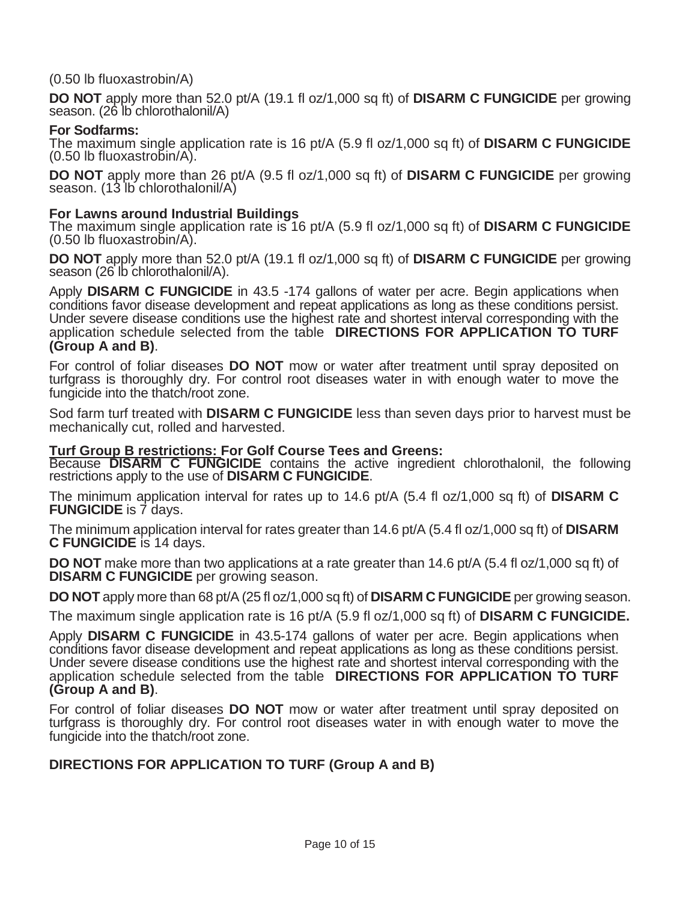(0.50 lb fluoxastrobin/A)

**DO NOT** apply more than 52.0 pt/A (19.1 fl oz/1,000 sq ft) of **DISARM C FUNGICIDE** per growing season. (26 lb chlorothalonil/A)

**For Sodfarms:**
The maximum single application rate is 16 pt/A (5.9 fl oz/1,000 sq ft) of **DISARM C FUNGICIDE** (0.50 lb fluoxastrobin/A).

**DO NOT** apply more than 26 pt/A (9.5 fl oz/1,000 sq ft) of **DISARM C FUNGICIDE** per growing season. (13 lb chlorothalonil/A)

**For Lawns around Industrial Buildings**
The maximum single application rate is 16 pt/A (5.9 fl oz/1,000 sq ft) of **DISARM C FUNGICIDE** (0.50 lb fluoxastrobin/A).

**DO NOT** apply more than 52.0 pt/A (19.1 fl oz/1,000 sq ft) of **DISARM C FUNGICIDE** per growing season (26 lb chlorothalonil/A).

Apply **DISARM C FUNGICIDE** in 43.5 -174 gallons of water per acre. Begin applications when conditions favor disease development and repeat applications as long as these conditions persist. Under severe disease conditions use the highest rate and shortest interval corresponding with the application schedule selected from the table **DIRECTIONS FOR APPLICATION TO TURF (Group A and B)**.

For control of foliar diseases **DO NOT** mow or water after treatment until spray deposited on turfgrass is thoroughly dry. For control root diseases water in with enough water to move the fungicide into the thatch/root zone.

Sod farm turf treated with **DISARM C FUNGICIDE** less than seven days prior to harvest must be mechanically cut, rolled and harvested.

**Turf Group B restrictions: For Golf Course Tees and Greens:**
Because **DISARM C FUNGICIDE** contains the active ingredient chlorothalonil, the following restrictions apply to the use of **DISARM C FUNGICIDE**.

The minimum application interval for rates up to 14.6 pt/A (5.4 fl oz/1,000 sq ft) of **DISARM C FUNGICIDE** is 7 days.

The minimum application interval for rates greater than 14.6 pt/A (5.4 fl oz/1,000 sq ft) of **DISARM C FUNGICIDE** is 14 days.

**DO NOT** make more than two applications at a rate greater than 14.6 pt/A (5.4 fl oz/1,000 sq ft) of **DISARM C FUNGICIDE** per growing season.

**DO NOT** apply more than 68 pt/A (25 fl oz/1,000 sq ft) of **DISARM C FUNGICIDE** per growing season.

The maximum single application rate is 16 pt/A (5.9 fl oz/1,000 sq ft) of **DISARM C FUNGICIDE.**

Apply **DISARM C FUNGICIDE** in 43.5-174 gallons of water per acre. Begin applications when conditions favor disease development and repeat applications as long as these conditions persist. Under severe disease conditions use the highest rate and shortest interval corresponding with the application schedule selected from the table **DIRECTIONS FOR APPLICATION TO TURF (Group A and B)**.

For control of foliar diseases **DO NOT** mow or water after treatment until spray deposited on turfgrass is thoroughly dry. For control root diseases water in with enough water to move the fungicide into the thatch/root zone.

**DIRECTIONS FOR APPLICATION TO TURF (Group A and B)**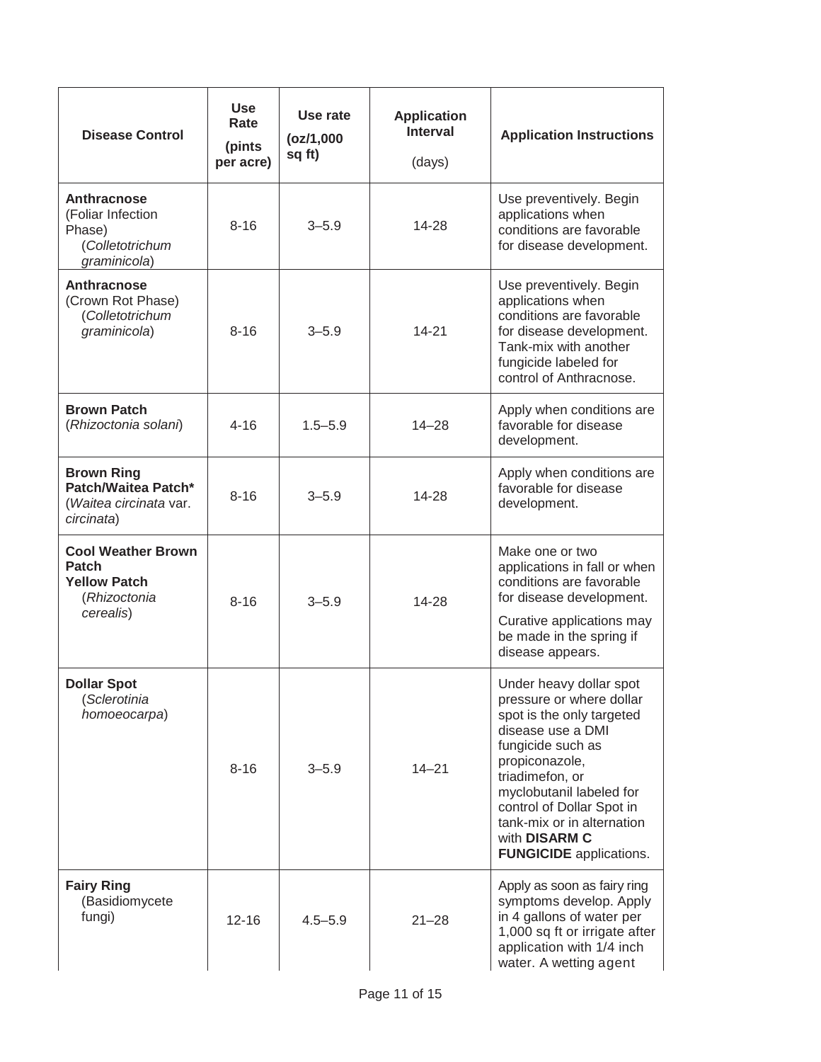| Disease Control | Use Rate (pints per acre) | Use rate (oz/1,000 sq ft) | Application Interval (days) | Application Instructions |
|---|---|---|---|---|
| **Anthracnose** (Foliar Infection Phase) (*Colletotrichum graminicola*) | 8-16 | 3–5.9 | 14-28 | Use preventively. Begin applications when conditions are favorable for disease development. |
| **Anthracnose** (Crown Rot Phase) (*Colletotrichum graminicola*) | 8-16 | 3–5.9 | 14-21 | Use preventively. Begin applications when conditions are favorable for disease development. Tank-mix with another fungicide labeled for control of Anthracnose. |
| **Brown Patch** (*Rhizoctonia solani*) | 4-16 | 1.5–5.9 | 14–28 | Apply when conditions are favorable for disease development. |
| **Brown Ring Patch/Waitea Patch*** (*Waitea circinata* var. *circinata*) | 8-16 | 3–5.9 | 14-28 | Apply when conditions are favorable for disease development. |
| **Cool Weather Brown Patch** **Yellow Patch** (*Rhizoctonia cerealis*) | 8-16 | 3–5.9 | 14-28 | Make one or two applications in fall or when conditions are favorable for disease development. Curative applications may be made in the spring if disease appears. |
| **Dollar Spot** (*Sclerotinia homoeocarpa*) | 8-16 | 3–5.9 | 14–21 | Under heavy dollar spot pressure or where dollar spot is the only targeted disease use a DMI fungicide such as propiconazole, triadimefon, or myclobutanil labeled for control of Dollar Spot in tank-mix or in alternation with **DISARM C FUNGICIDE** applications. |
| **Fairy Ring** (Basidiomycete fungi) | 12-16 | 4.5–5.9 | 21–28 | Apply as soon as fairy ring symptoms develop. Apply in 4 gallons of water per 1,000 sq ft or irrigate after application with 1/4 inch water. A wetting agent |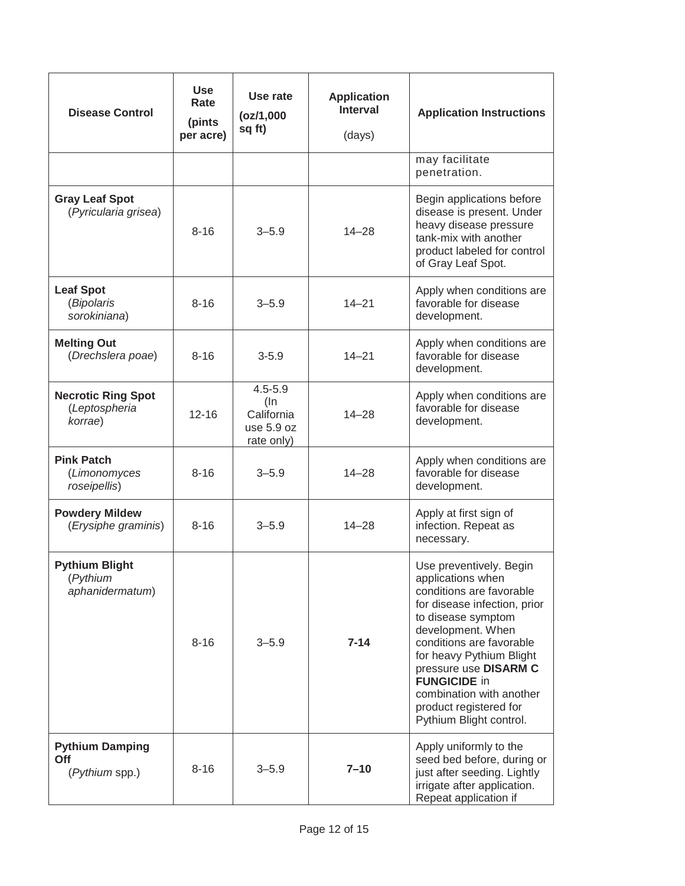| Disease Control | Use Rate (pints per acre) | Use rate (oz/1,000 sq ft) | Application Interval (days) | Application Instructions |
|---|---|---|---|---|
| | | | | may facilitate penetration. |
| **Gray Leaf Spot** (*Pyricularia grisea*) | 8-16 | 3–5.9 | 14–28 | Begin applications before disease is present. Under heavy disease pressure tank-mix with another product labeled for control of Gray Leaf Spot. |
| **Leaf Spot** (*Bipolaris sorokiniana*) | 8-16 | 3–5.9 | 14–21 | Apply when conditions are favorable for disease development. |
| **Melting Out** (*Drechslera poae*) | 8-16 | 3-5.9 | 14–21 | Apply when conditions are favorable for disease development. |
| **Necrotic Ring Spot** (*Leptospheria korrae*) | 12-16 | 4.5-5.9 (In California use 5.9 oz rate only) | 14–28 | Apply when conditions are favorable for disease development. |
| **Pink Patch** (*Limonomyces roseipellis*) | 8-16 | 3–5.9 | 14–28 | Apply when conditions are favorable for disease development. |
| **Powdery Mildew** (*Erysiphe graminis*) | 8-16 | 3–5.9 | 14–28 | Apply at first sign of infection. Repeat as necessary. |
| **Pythium Blight** (*Pythium aphanidermatum*) | 8-16 | 3–5.9 | **7-14** | Use preventively. Begin applications when conditions are favorable for disease infection, prior to disease symptom development. When conditions are favorable for heavy Pythium Blight pressure use **DISARM C FUNGICIDE** in combination with another product registered for Pythium Blight control. |
| **Pythium Damping Off** (*Pythium* spp.) | 8-16 | 3–5.9 | **7–10** | Apply uniformly to the seed bed before, during or just after seeding. Lightly irrigate after application. Repeat application if |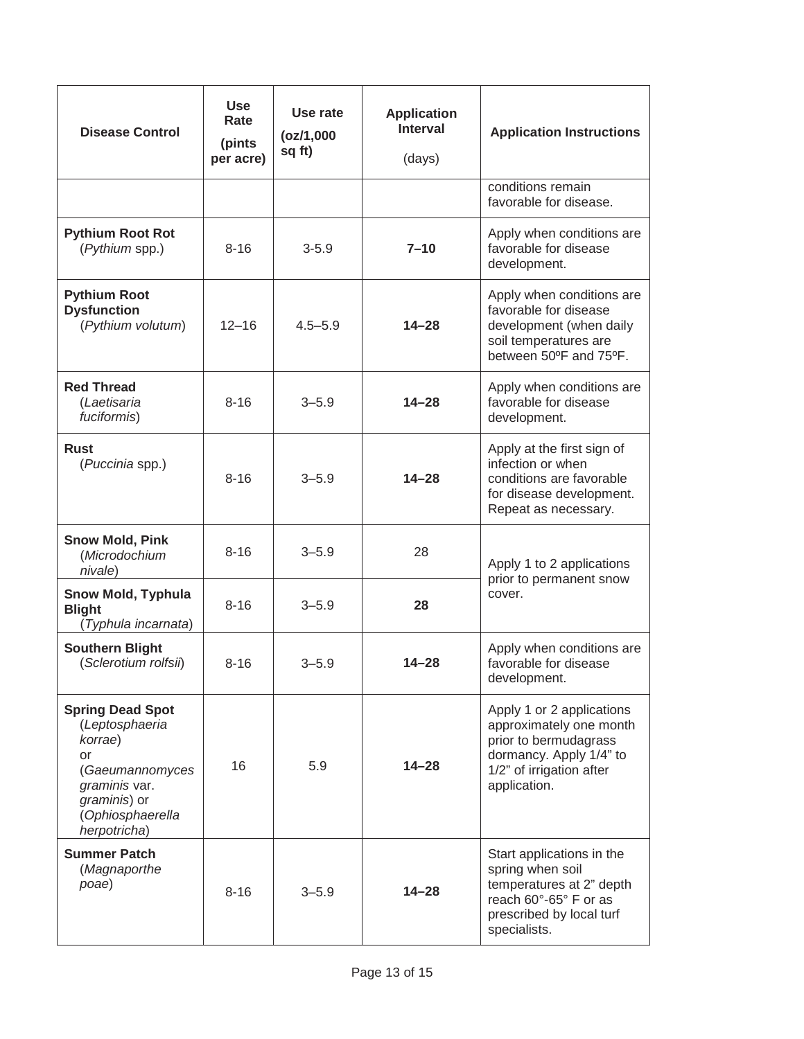| Disease Control | Use Rate (pints per acre) | Use rate (oz/1,000 sq ft) | Application Interval (days) | Application Instructions |
|---|---|---|---|---|
| | | | | conditions remain favorable for disease. |
| **Pythium Root Rot** (*Pythium* spp.) | 8-16 | 3-5.9 | **7–10** | Apply when conditions are favorable for disease development. |
| **Pythium Root Dysfunction** (*Pythium volutum*) | 12–16 | 4.5–5.9 | **14–28** | Apply when conditions are favorable for disease development (when daily soil temperatures are between 50ºF and 75ºF. |
| **Red Thread** (*Laetisaria fuciformis*) | 8-16 | 3–5.9 | **14–28** | Apply when conditions are favorable for disease development. |
| **Rust** (*Puccinia* spp.) | 8-16 | 3–5.9 | **14–28** | Apply at the first sign of infection or when conditions are favorable for disease development. Repeat as necessary. |
| **Snow Mold, Pink** (*Microdochium nivale*) | 8-16 | 3–5.9 | 28 | Apply 1 to 2 applications prior to permanent snow cover. |
| **Snow Mold, Typhula Blight** (*Typhula incarnata*) | 8-16 | 3–5.9 | **28** | |
| **Southern Blight** (*Sclerotium rolfsii*) | 8-16 | 3–5.9 | **14–28** | Apply when conditions are favorable for disease development. |
| **Spring Dead Spot** (*Leptosphaeria korrae*) or (*Gaeumannomyces graminis* var. *graminis*) or (*Ophiosphaerella herpotricha*) | 16 | 5.9 | **14–28** | Apply 1 or 2 applications approximately one month prior to bermudagrass dormancy. Apply 1/4" to 1/2" of irrigation after application. |
| **Summer Patch** (*Magnaporthe poae*) | 8-16 | 3–5.9 | **14–28** | Start applications in the spring when soil temperatures at 2" depth reach 60°-65° F or as prescribed by local turf specialists. |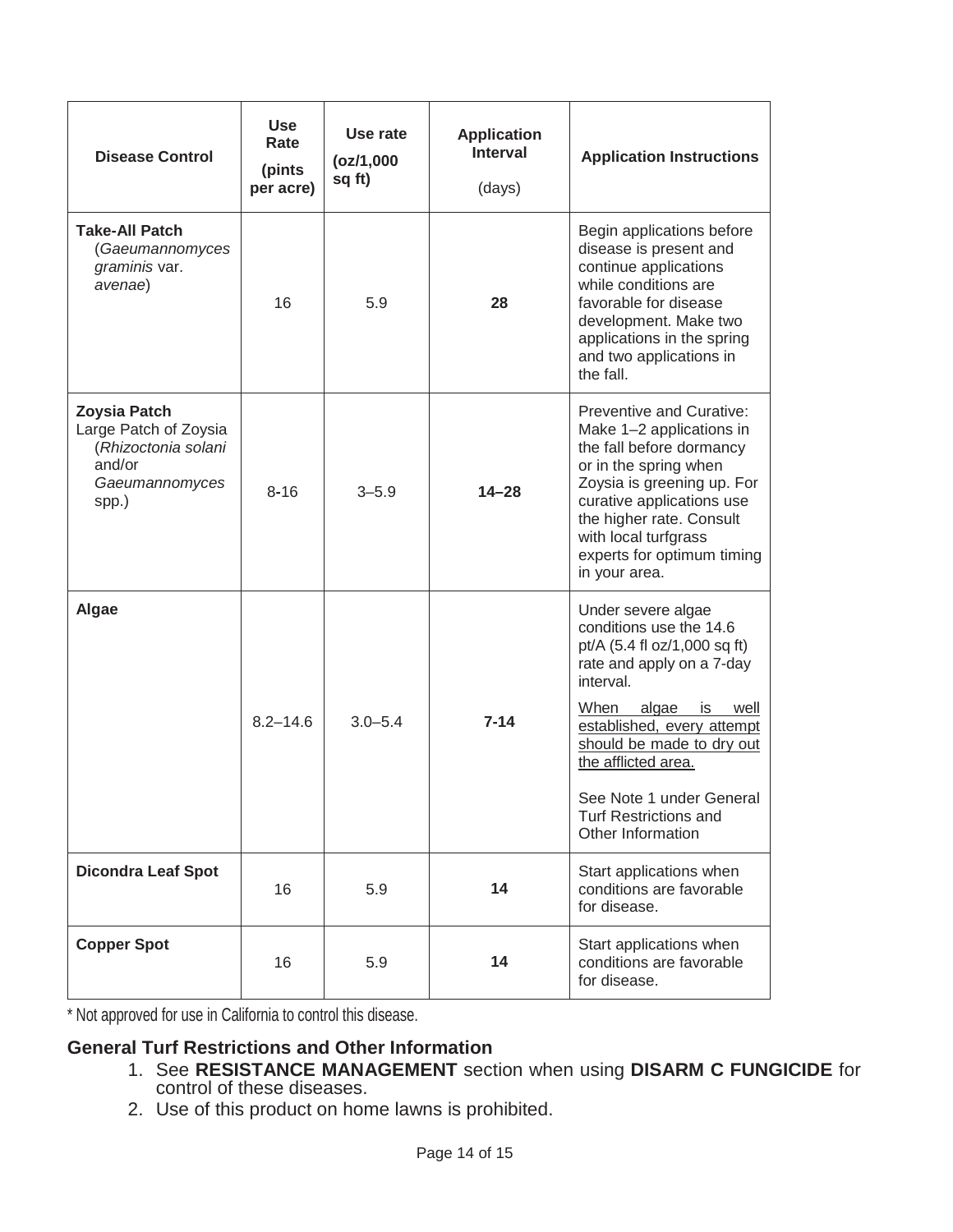| Disease Control | Use Rate (pints per acre) | Use rate (oz/1,000 sq ft) | Application Interval (days) | Application Instructions |
|---|---|---|---|---|
| **Take-All Patch** (*Gaeumannomyces graminis* var. *avenae*) | 16 | 5.9 | **28** | Begin applications before disease is present and continue applications while conditions are favorable for disease development. Make two applications in the spring and two applications in the fall. |
| **Zoysia Patch** Large Patch of Zoysia (*Rhizoctonia solani* and/or *Gaeumannomyces* spp.) | 8-16 | 3–5.9 | **14–28** | Preventive and Curative: Make 1–2 applications in the fall before dormancy or in the spring when Zoysia is greening up. For curative applications use the higher rate. Consult with local turfgrass experts for optimum timing in your area. |
| **Algae** | 8.2–14.6 | 3.0–5.4 | **7-14** | Under severe algae conditions use the 14.6 pt/A (5.4 fl oz/1,000 sq ft) rate and apply on a 7-day interval.<br><br><u>When algae is well established, every attempt should be made to dry out the afflicted area.</u><br><br>See Note 1 under General Turf Restrictions and Other Information |
| **Dicondra Leaf Spot** | 16 | 5.9 | **14** | Start applications when conditions are favorable for disease. |
| **Copper Spot** | 16 | 5.9 | **14** | Start applications when conditions are favorable for disease. |

* Not approved for use in California to control this disease.

### General Turf Restrictions and Other Information

1. See **RESISTANCE MANAGEMENT** section when using **DISARM C FUNGICIDE** for control of these diseases.
2. Use of this product on home lawns is prohibited.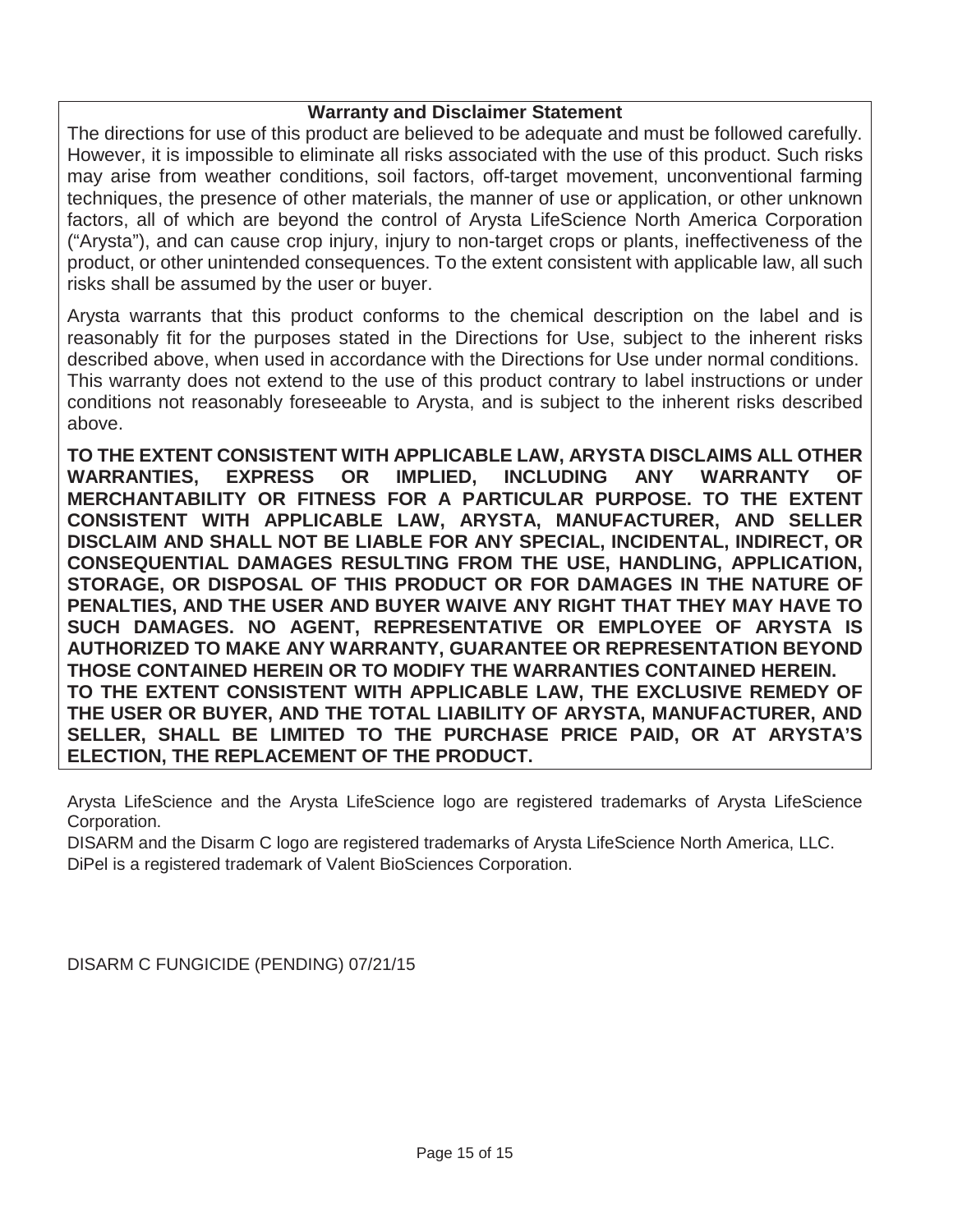## Warranty and Disclaimer Statement

The directions for use of this product are believed to be adequate and must be followed carefully. However, it is impossible to eliminate all risks associated with the use of this product. Such risks may arise from weather conditions, soil factors, off-target movement, unconventional farming techniques, the presence of other materials, the manner of use or application, or other unknown factors, all of which are beyond the control of Arysta LifeScience North America Corporation ("Arysta"), and can cause crop injury, injury to non-target crops or plants, ineffectiveness of the product, or other unintended consequences. To the extent consistent with applicable law, all such risks shall be assumed by the user or buyer.

Arysta warrants that this product conforms to the chemical description on the label and is reasonably fit for the purposes stated in the Directions for Use, subject to the inherent risks described above, when used in accordance with the Directions for Use under normal conditions. This warranty does not extend to the use of this product contrary to label instructions or under conditions not reasonably foreseeable to Arysta, and is subject to the inherent risks described above.

**TO THE EXTENT CONSISTENT WITH APPLICABLE LAW, ARYSTA DISCLAIMS ALL OTHER WARRANTIES, EXPRESS OR IMPLIED, INCLUDING ANY WARRANTY OF MERCHANTABILITY OR FITNESS FOR A PARTICULAR PURPOSE. TO THE EXTENT CONSISTENT WITH APPLICABLE LAW, ARYSTA, MANUFACTURER, AND SELLER DISCLAIM AND SHALL NOT BE LIABLE FOR ANY SPECIAL, INCIDENTAL, INDIRECT, OR CONSEQUENTIAL DAMAGES RESULTING FROM THE USE, HANDLING, APPLICATION, STORAGE, OR DISPOSAL OF THIS PRODUCT OR FOR DAMAGES IN THE NATURE OF PENALTIES, AND THE USER AND BUYER WAIVE ANY RIGHT THAT THEY MAY HAVE TO SUCH DAMAGES. NO AGENT, REPRESENTATIVE OR EMPLOYEE OF ARYSTA IS AUTHORIZED TO MAKE ANY WARRANTY, GUARANTEE OR REPRESENTATION BEYOND THOSE CONTAINED HEREIN OR TO MODIFY THE WARRANTIES CONTAINED HEREIN.**

**TO THE EXTENT CONSISTENT WITH APPLICABLE LAW, THE EXCLUSIVE REMEDY OF THE USER OR BUYER, AND THE TOTAL LIABILITY OF ARYSTA, MANUFACTURER, AND SELLER, SHALL BE LIMITED TO THE PURCHASE PRICE PAID, OR AT ARYSTA'S ELECTION, THE REPLACEMENT OF THE PRODUCT.**

Arysta LifeScience and the Arysta LifeScience logo are registered trademarks of Arysta LifeScience Corporation.

DISARM and the Disarm C logo are registered trademarks of Arysta LifeScience North America, LLC.

DiPel is a registered trademark of Valent BioSciences Corporation.

DISARM C FUNGICIDE (PENDING) 07/21/15